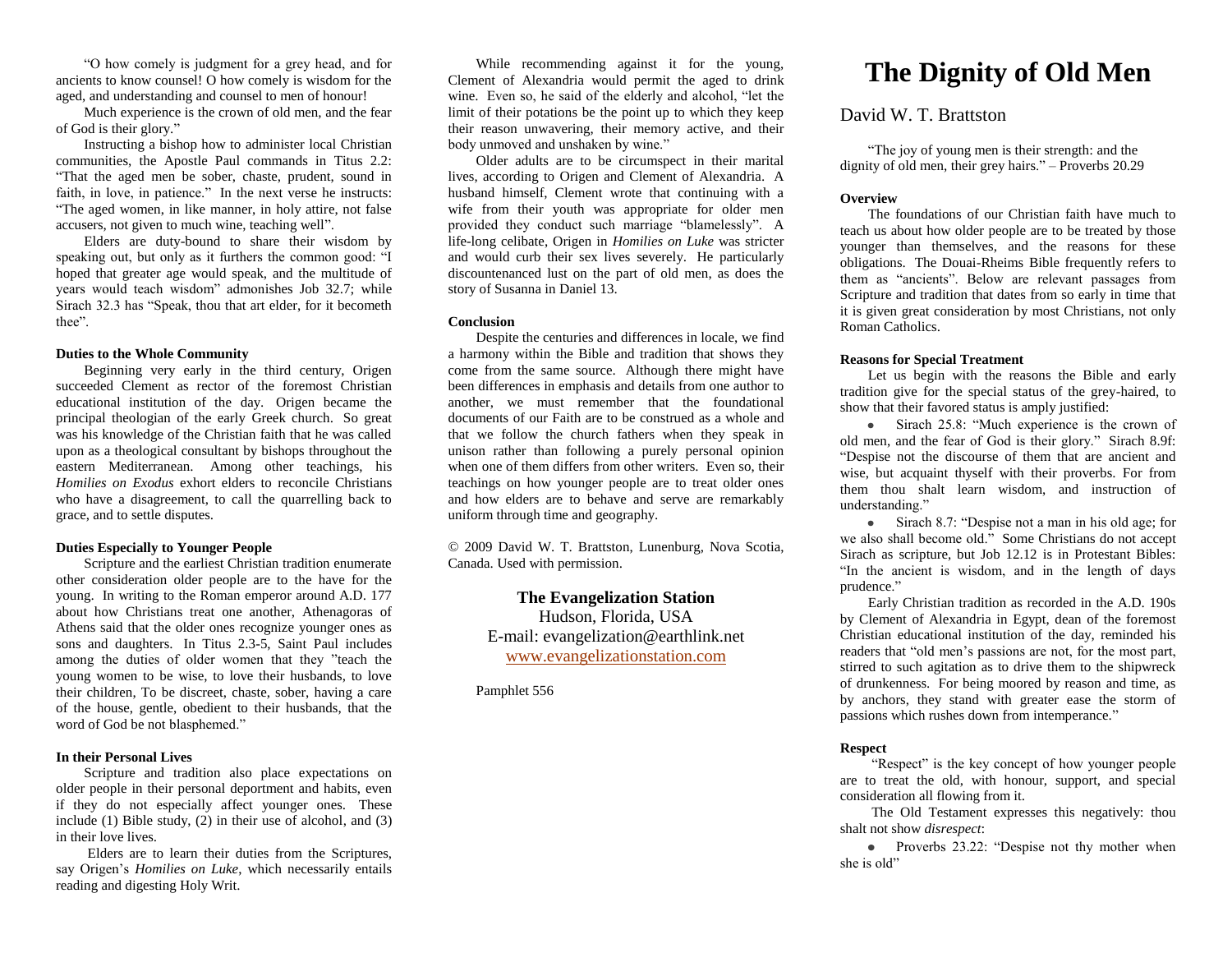"O how comely is judgment for a grey head, and for ancients to know counsel! O how comely is wisdom for the aged, and understanding and counsel to men of honour!

Much experience is the crown of old men, and the fear of God is their glory."

Instructing a bishop how to administer local Christian communities, the Apostle Paul commands in Titus 2.2: "That the aged men be sober, chaste, prudent, sound in faith, in love, in patience." In the next verse he instructs: "The aged women, in like manner, in holy attire, not false accusers, not given to much wine, teaching well".

Elders are duty-bound to share their wisdom by speaking out, but only as it furthers the common good: "I hoped that greater age would speak, and the multitude of years would teach wisdom" admonishes Job 32.7; while Sirach 32.3 has "Speak, thou that art elder, for it becometh thee".

**Duties to the Whole Community**

Beginning very early in the third century, Origen succeeded Clement as rector of the foremost Christian educational institution of the day. Origen became the principal theologian of the early Greek church. So great was his knowledge of the Christian faith that he was called upon as a theological consultant by bishops throughout the eastern Mediterranean. Among other teachings, his *Homilies on Exodus* exhort elders to reconcile Christians who have a disagreement, to call the quarrelling back to grace, and to settle disputes.

**Duties Especially to Younger People**

Scripture and the earliest Christian tradition enumerate other consideration older people are to the have for the young. In writing to the Roman emperor around A.D. 177 about how Christians treat one another, Athenagoras of Athens said that the older ones recognize younger ones as sons and daughters. In Titus 2.3-5, Saint Paul includes among the duties of older women that they "teach the young women to be wise, to love their husbands, to love their children, To be discreet, chaste, sober, having a care of the house, gentle, obedient to their husbands, that the word of God be not blasphemed."

**In their Personal Lives**

Scripture and tradition also place expectations on older people in their personal deportment and habits, even if they do not especially affect younger ones. These include (1) Bible study, (2) in their use of alcohol, and (3) in their love lives.

Elders are to learn their duties from the Scriptures, say Origen's *Homilies on Luke*, which necessarily entails reading and digesting Holy Writ.

While recommending against it for the young, Clement of Alexandria would permit the aged to drink wine. Even so, he said of the elderly and alcohol, "let the limit of their potations be the point up to which they keep their reason unwavering, their memory active, and their body unmoved and unshaken by wine."

Older adults are to be circumspect in their marital lives, according to Origen and Clement of Alexandria. A husband himself, Clement wrote that continuing with a wife from their youth was appropriate for older men provided they conduct such marriage "blamelessly". A life-long celibate, Origen in *Homilies on Luke* was stricter and would curb their sex lives severely. He particularly discountenanced lust on the part of old men, as does the story of Susanna in Daniel 13.

**Conclusion**

Despite the centuries and differences in locale, we find a harmony within the Bible and tradition that shows they come from the same source. Although there might have been differences in emphasis and details from one author to another, we must remember that the foundational documents of our Faith are to be construed as a whole and that we follow the church fathers when they speak in unison rather than following a purely personal opinion when one of them differs from other writers. Even so, their teachings on how younger people are to treat older ones and how elders are to behave and serve are remarkably uniform through time and geography.

© 2009 David W. T. Brattston, Lunenburg, Nova Scotia, Canada. Used with permission.

**The Evangelization Station**
Hudson, Florida, USA
E-mail: evangelization@earthlink.net
www.evangelizationstation.com

Pamphlet 556

# The Dignity of Old Men

David W. T. Brattston

"The joy of young men is their strength: and the dignity of old men, their grey hairs." – Proverbs 20.29

**Overview**

The foundations of our Christian faith have much to teach us about how older people are to be treated by those younger than themselves, and the reasons for these obligations. The Douai-Rheims Bible frequently refers to them as "ancients". Below are relevant passages from Scripture and tradition that dates from so early in time that it is given great consideration by most Christians, not only Roman Catholics.

**Reasons for Special Treatment**

Let us begin with the reasons the Bible and early tradition give for the special status of the grey-haired, to show that their favored status is amply justified:

- Sirach 25.8: "Much experience is the crown of old men, and the fear of God is their glory." Sirach 8.9f: "Despise not the discourse of them that are ancient and wise, but acquaint thyself with their proverbs. For from them thou shalt learn wisdom, and instruction of understanding."
- Sirach 8.7: "Despise not a man in his old age; for we also shall become old." Some Christians do not accept Sirach as scripture, but Job 12.12 is in Protestant Bibles: "In the ancient is wisdom, and in the length of days prudence."

Early Christian tradition as recorded in the A.D. 190s by Clement of Alexandria in Egypt, dean of the foremost Christian educational institution of the day, reminded his readers that "old men's passions are not, for the most part, stirred to such agitation as to drive them to the shipwreck of drunkenness. For being moored by reason and time, as by anchors, they stand with greater ease the storm of passions which rushes down from intemperance."

**Respect**

"Respect" is the key concept of how younger people are to treat the old, with honour, support, and special consideration all flowing from it.

The Old Testament expresses this negatively: thou shalt not show *disrespect*:

- Proverbs 23.22: "Despise not thy mother when she is old"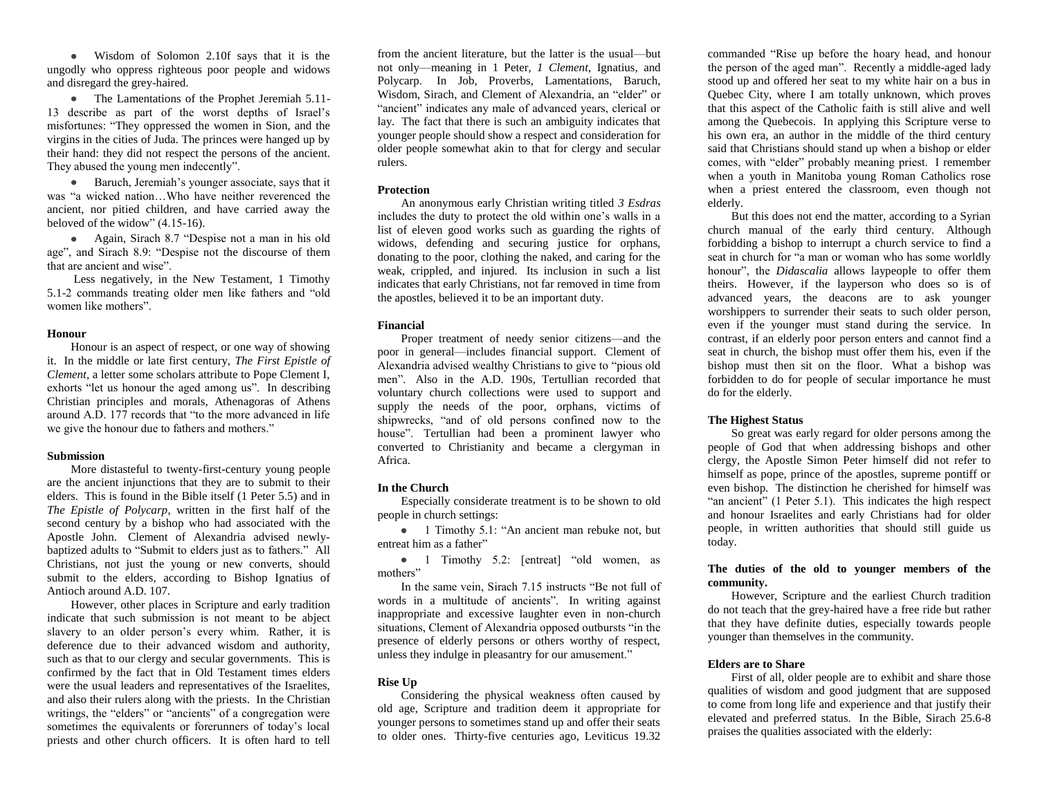- Wisdom of Solomon 2.10f says that it is the ungodly who oppress righteous poor people and widows and disregard the grey-haired.

- The Lamentations of the Prophet Jeremiah 5.11-13 describe as part of the worst depths of Israel's misfortunes: "They oppressed the women in Sion, and the virgins in the cities of Juda. The princes were hanged up by their hand: they did not respect the persons of the ancient. They abused the young men indecently".

- Baruch, Jeremiah's younger associate, says that it was "a wicked nation…Who have neither reverenced the ancient, nor pitied children, and have carried away the beloved of the widow" (4.15-16).

- Again, Sirach 8.7 "Despise not a man in his old age", and Sirach 8.9: "Despise not the discourse of them that are ancient and wise".

Less negatively, in the New Testament, 1 Timothy 5.1-2 commands treating older men like fathers and "old women like mothers".

**Honour**

Honour is an aspect of respect, or one way of showing it. In the middle or late first century, *The First Epistle of Clement*, a letter some scholars attribute to Pope Clement I, exhorts "let us honour the aged among us". In describing Christian principles and morals, Athenagoras of Athens around A.D. 177 records that "to the more advanced in life we give the honour due to fathers and mothers."

**Submission**

More distasteful to twenty-first-century young people are the ancient injunctions that they are to submit to their elders. This is found in the Bible itself (1 Peter 5.5) and in *The Epistle of Polycarp*, written in the first half of the second century by a bishop who had associated with the Apostle John. Clement of Alexandria advised newly-baptized adults to "Submit to elders just as to fathers." All Christians, not just the young or new converts, should submit to the elders, according to Bishop Ignatius of Antioch around A.D. 107.

However, other places in Scripture and early tradition indicate that such submission is not meant to be abject slavery to an older person's every whim. Rather, it is deference due to their advanced wisdom and authority, such as that to our clergy and secular governments. This is confirmed by the fact that in Old Testament times elders were the usual leaders and representatives of the Israelites, and also their rulers along with the priests. In the Christian writings, the "elders" or "ancients" of a congregation were sometimes the equivalents or forerunners of today's local priests and other church officers. It is often hard to tell from the ancient literature, but the latter is the usual—but not only—meaning in 1 Peter, *1 Clement*, Ignatius, and Polycarp. In Job, Proverbs, Lamentations, Baruch, Wisdom, Sirach, and Clement of Alexandria, an "elder" or "ancient" indicates any male of advanced years, clerical or lay. The fact that there is such an ambiguity indicates that younger people should show a respect and consideration for older people somewhat akin to that for clergy and secular rulers.

**Protection**

An anonymous early Christian writing titled *3 Esdras* includes the duty to protect the old within one's walls in a list of eleven good works such as guarding the rights of widows, defending and securing justice for orphans, donating to the poor, clothing the naked, and caring for the weak, crippled, and injured. Its inclusion in such a list indicates that early Christians, not far removed in time from the apostles, believed it to be an important duty.

**Financial**

Proper treatment of needy senior citizens—and the poor in general—includes financial support. Clement of Alexandria advised wealthy Christians to give to "pious old men". Also in the A.D. 190s, Tertullian recorded that voluntary church collections were used to support and supply the needs of the poor, orphans, victims of shipwrecks, "and of old persons confined now to the house". Tertullian had been a prominent lawyer who converted to Christianity and became a clergyman in Africa.

**In the Church**

Especially considerate treatment is to be shown to old people in church settings:

- 1 Timothy 5.1: "An ancient man rebuke not, but entreat him as a father"
- 1 Timothy 5.2: [entreat] "old women, as mothers"

In the same vein, Sirach 7.15 instructs "Be not full of words in a multitude of ancients". In writing against inappropriate and excessive laughter even in non-church situations, Clement of Alexandria opposed outbursts "in the presence of elderly persons or others worthy of respect, unless they indulge in pleasantry for our amusement."

**Rise Up**

Considering the physical weakness often caused by old age, Scripture and tradition deem it appropriate for younger persons to sometimes stand up and offer their seats to older ones. Thirty-five centuries ago, Leviticus 19.32 commanded "Rise up before the hoary head, and honour the person of the aged man". Recently a middle-aged lady stood up and offered her seat to my white hair on a bus in Quebec City, where I am totally unknown, which proves that this aspect of the Catholic faith is still alive and well among the Quebecois. In applying this Scripture verse to his own era, an author in the middle of the third century said that Christians should stand up when a bishop or elder comes, with "elder" probably meaning priest. I remember when a youth in Manitoba young Roman Catholics rose when a priest entered the classroom, even though not elderly.

But this does not end the matter, according to a Syrian church manual of the early third century. Although forbidding a bishop to interrupt a church service to find a seat in church for "a man or woman who has some worldly honour", the *Didascalia* allows laypeople to offer them theirs. However, if the layperson who does so is of advanced years, the deacons are to ask younger worshippers to surrender their seats to such older person, even if the younger must stand during the service. In contrast, if an elderly poor person enters and cannot find a seat in church, the bishop must offer them his, even if the bishop must then sit on the floor. What a bishop was forbidden to do for people of secular importance he must do for the elderly.

**The Highest Status**

So great was early regard for older persons among the people of God that when addressing bishops and other clergy, the Apostle Simon Peter himself did not refer to himself as pope, prince of the apostles, supreme pontiff or even bishop. The distinction he cherished for himself was "an ancient" (1 Peter 5.1). This indicates the high respect and honour Israelites and early Christians had for older people, in written authorities that should still guide us today.

**The duties of the old to younger members of the community.**

However, Scripture and the earliest Church tradition do not teach that the grey-haired have a free ride but rather that they have definite duties, especially towards people younger than themselves in the community.

**Elders are to Share**

First of all, older people are to exhibit and share those qualities of wisdom and good judgment that are supposed to come from long life and experience and that justify their elevated and preferred status. In the Bible, Sirach 25.6-8 praises the qualities associated with the elderly: